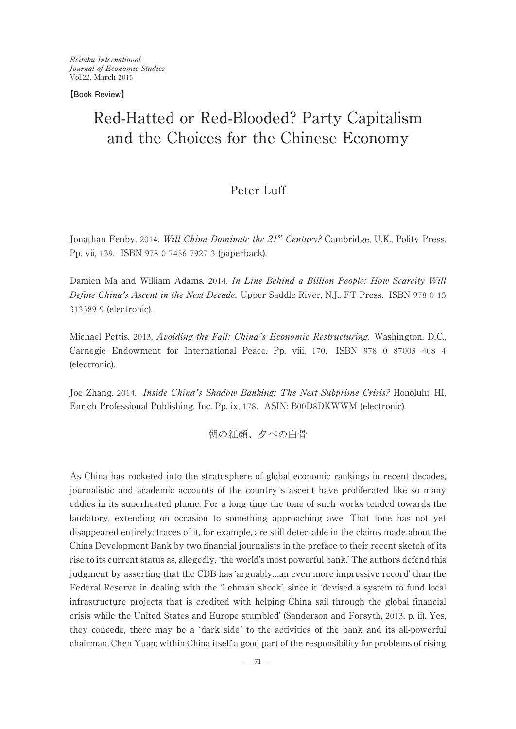*Reitaku International Journal of Economic Studies*
Vol.22, March 2015

**【Book Review】**

# Red-Hatted or Red-Blooded? Party Capitalism and the Choices for the Chinese Economy

Peter Luff

Jonathan Fenby. 2014. *Will China Dominate the 21st Century?* Cambridge, U.K., Polity Press. Pp. vii, 139. ISBN 978 0 7456 7927 3 (paperback).

Damien Ma and William Adams. 2014. *In Line Behind a Billion People: How Scarcity Will Define China's Ascent in the Next Decade*. Upper Saddle River, N.J., FT Press. ISBN 978 0 13 313389 9 (electronic).

Michael Pettis. 2013. *Avoiding the Fall: China's Economic Restructuring*. Washington, D.C., Carnegie Endowment for International Peace. Pp. viii, 170. ISBN 978 0 87003 408 4 (electronic).

Joe Zhang. 2014. *Inside China's Shadow Banking: The Next Subprime Crisis?* Honolulu, HI, Enrich Professional Publishing, Inc. Pp. ix, 178. ASIN: B00D8DKWWM (electronic).

朝の紅顔、夕べの白骨

As China has rocketed into the stratosphere of global economic rankings in recent decades, journalistic and academic accounts of the country's ascent have proliferated like so many eddies in its superheated plume. For a long time the tone of such works tended towards the laudatory, extending on occasion to something approaching awe. That tone has not yet disappeared entirely; traces of it, for example, are still detectable in the claims made about the China Development Bank by two financial journalists in the preface to their recent sketch of its rise to its current status as, allegedly, 'the world's most powerful bank.' The authors defend this judgment by asserting that the CDB has 'arguably...an even more impressive record' than the Federal Reserve in dealing with the 'Lehman shock', since it 'devised a system to fund local infrastructure projects that is credited with helping China sail through the global financial crisis while the United States and Europe stumbled' (Sanderson and Forsyth, 2013, p. ii). Yes, they concede, there may be a 'dark side' to the activities of the bank and its all-powerful chairman, Chen Yuan; within China itself a good part of the responsibility for problems of rising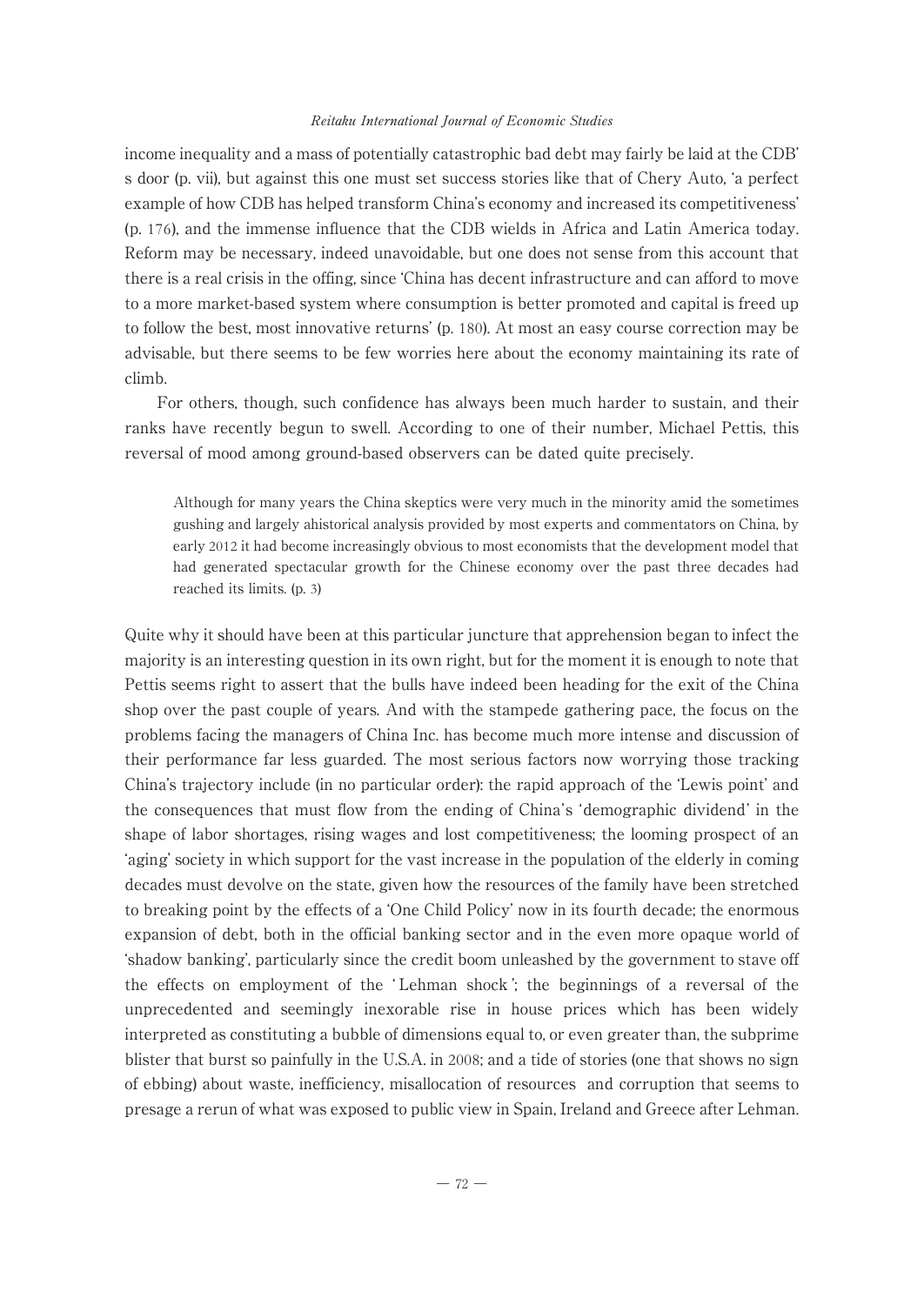income inequality and a mass of potentially catastrophic bad debt may fairly be laid at the CDB's door (p. vii), but against this one must set success stories like that of Chery Auto, 'a perfect example of how CDB has helped transform China's economy and increased its competitiveness' (p. 176), and the immense influence that the CDB wields in Africa and Latin America today. Reform may be necessary, indeed unavoidable, but one does not sense from this account that there is a real crisis in the offing, since 'China has decent infrastructure and can afford to move to a more market-based system where consumption is better promoted and capital is freed up to follow the best, most innovative returns' (p. 180). At most an easy course correction may be advisable, but there seems to be few worries here about the economy maintaining its rate of climb.

For others, though, such confidence has always been much harder to sustain, and their ranks have recently begun to swell. According to one of their number, Michael Pettis, this reversal of mood among ground-based observers can be dated quite precisely.

> Although for many years the China skeptics were very much in the minority amid the sometimes gushing and largely ahistorical analysis provided by most experts and commentators on China, by early 2012 it had become increasingly obvious to most economists that the development model that had generated spectacular growth for the Chinese economy over the past three decades had reached its limits. (p. 3)

Quite why it should have been at this particular juncture that apprehension began to infect the majority is an interesting question in its own right, but for the moment it is enough to note that Pettis seems right to assert that the bulls have indeed been heading for the exit of the China shop over the past couple of years. And with the stampede gathering pace, the focus on the problems facing the managers of China Inc. has become much more intense and discussion of their performance far less guarded. The most serious factors now worrying those tracking China's trajectory include (in no particular order): the rapid approach of the 'Lewis point' and the consequences that must flow from the ending of China's 'demographic dividend' in the shape of labor shortages, rising wages and lost competitiveness; the looming prospect of an 'aging' society in which support for the vast increase in the population of the elderly in coming decades must devolve on the state, given how the resources of the family have been stretched to breaking point by the effects of a 'One Child Policy' now in its fourth decade; the enormous expansion of debt, both in the official banking sector and in the even more opaque world of 'shadow banking', particularly since the credit boom unleashed by the government to stave off the effects on employment of the 'Lehman shock'; the beginnings of a reversal of the unprecedented and seemingly inexorable rise in house prices which has been widely interpreted as constituting a bubble of dimensions equal to, or even greater than, the subprime blister that burst so painfully in the U.S.A. in 2008; and a tide of stories (one that shows no sign of ebbing) about waste, inefficiency, misallocation of resources and corruption that seems to presage a rerun of what was exposed to public view in Spain, Ireland and Greece after Lehman.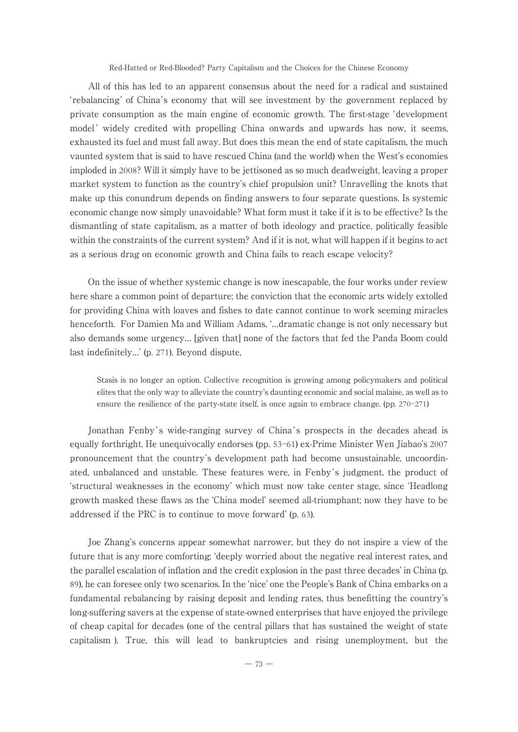All of this has led to an apparent consensus about the need for a radical and sustained 'rebalancing' of China's economy that will see investment by the government replaced by private consumption as the main engine of economic growth. The first-stage 'development model' widely credited with propelling China onwards and upwards has now, it seems, exhausted its fuel and must fall away. But does this mean the end of state capitalism, the much vaunted system that is said to have rescued China (and the world) when the West's economies imploded in 2008? Will it simply have to be jettisoned as so much deadweight, leaving a proper market system to function as the country's chief propulsion unit? Unravelling the knots that make up this conundrum depends on finding answers to four separate questions. Is systemic economic change now simply unavoidable? What form must it take if it is to be effective? Is the dismantling of state capitalism, as a matter of both ideology and practice, politically feasible within the constraints of the current system? And if it is not, what will happen if it begins to act as a serious drag on economic growth and China fails to reach escape velocity?

On the issue of whether systemic change is now inescapable, the four works under review here share a common point of departure; the conviction that the economic arts widely extolled for providing China with loaves and fishes to date cannot continue to work seeming miracles henceforth. For Damien Ma and William Adams, '…dramatic change is not only necessary but also demands some urgency… [given that] none of the factors that fed the Panda Boom could last indefinitely…' (p. 271). Beyond dispute,

> Stasis is no longer an option. Collective recognition is growing among policymakers and political elites that the only way to alleviate the country's daunting economic and social malaise, as well as to ensure the resilience of the party-state itself, is once again to embrace change. (pp. 270–271)

Jonathan Fenby's wide-ranging survey of China's prospects in the decades ahead is equally forthright. He unequivocally endorses (pp. 53–61) ex-Prime Minister Wen Jiabao's 2007 pronouncement that the country's development path had become unsustainable, uncoordinated, unbalanced and unstable. These features were, in Fenby's judgment, the product of 'structural weaknesses in the economy' which must now take center stage, since 'Headlong growth masked these flaws as the 'China model' seemed all-triumphant; now they have to be addressed if the PRC is to continue to move forward' (p. 63).

Joe Zhang's concerns appear somewhat narrower, but they do not inspire a view of the future that is any more comforting; 'deeply worried about the negative real interest rates, and the parallel escalation of inflation and the credit explosion in the past three decades' in China (p. 89), he can foresee only two scenarios. In the 'nice' one the People's Bank of China embarks on a fundamental rebalancing by raising deposit and lending rates, thus benefitting the country's long-suffering savers at the expense of state-owned enterprises that have enjoyed the privilege of cheap capital for decades (one of the central pillars that has sustained the weight of state capitalism ). True, this will lead to bankruptcies and rising unemployment, but the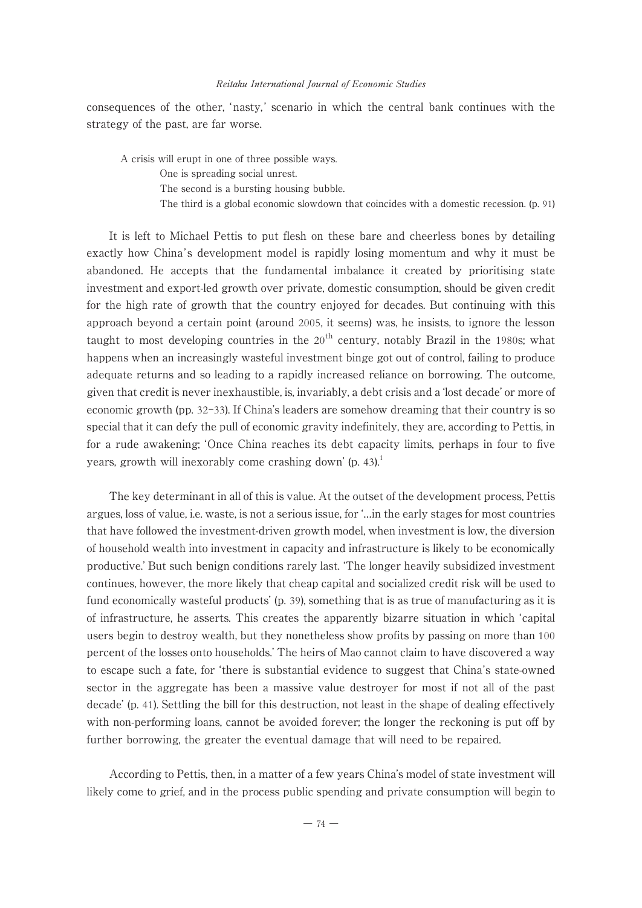consequences of the other, 'nasty,' scenario in which the central bank continues with the strategy of the past, are far worse.

> A crisis will erupt in one of three possible ways.
>
> One is spreading social unrest.
>
> The second is a bursting housing bubble.
>
> The third is a global economic slowdown that coincides with a domestic recession. (p. 91)

It is left to Michael Pettis to put flesh on these bare and cheerless bones by detailing exactly how China's development model is rapidly losing momentum and why it must be abandoned. He accepts that the fundamental imbalance it created by prioritising state investment and export-led growth over private, domestic consumption, should be given credit for the high rate of growth that the country enjoyed for decades. But continuing with this approach beyond a certain point (around 2005, it seems) was, he insists, to ignore the lesson taught to most developing countries in the 20th century, notably Brazil in the 1980s; what happens when an increasingly wasteful investment binge got out of control, failing to produce adequate returns and so leading to a rapidly increased reliance on borrowing. The outcome, given that credit is never inexhaustible, is, invariably, a debt crisis and a 'lost decade' or more of economic growth (pp. 32-33). If China's leaders are somehow dreaming that their country is so special that it can defy the pull of economic gravity indefinitely, they are, according to Pettis, in for a rude awakening; 'Once China reaches its debt capacity limits, perhaps in four to five years, growth will inexorably come crashing down' (p. 43).[1]

The key determinant in all of this is value. At the outset of the development process, Pettis argues, loss of value, i.e. waste, is not a serious issue, for '…in the early stages for most countries that have followed the investment-driven growth model, when investment is low, the diversion of household wealth into investment in capacity and infrastructure is likely to be economically productive.' But such benign conditions rarely last. 'The longer heavily subsidized investment continues, however, the more likely that cheap capital and socialized credit risk will be used to fund economically wasteful products' (p. 39), something that is as true of manufacturing as it is of infrastructure, he asserts. This creates the apparently bizarre situation in which 'capital users begin to destroy wealth, but they nonetheless show profits by passing on more than 100 percent of the losses onto households.' The heirs of Mao cannot claim to have discovered a way to escape such a fate, for 'there is substantial evidence to suggest that China's state-owned sector in the aggregate has been a massive value destroyer for most if not all of the past decade' (p. 41). Settling the bill for this destruction, not least in the shape of dealing effectively with non-performing loans, cannot be avoided forever; the longer the reckoning is put off by further borrowing, the greater the eventual damage that will need to be repaired.

According to Pettis, then, in a matter of a few years China's model of state investment will likely come to grief, and in the process public spending and private consumption will begin to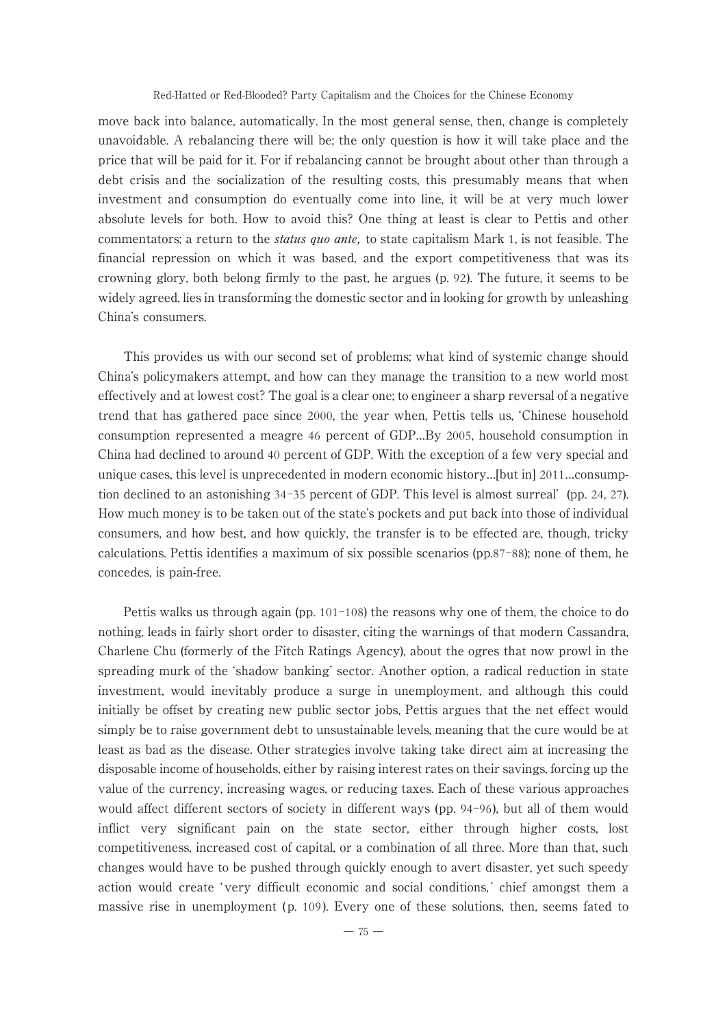move back into balance, automatically. In the most general sense, then, change is completely unavoidable. A rebalancing there will be; the only question is how it will take place and the price that will be paid for it. For if rebalancing cannot be brought about other than through a debt crisis and the socialization of the resulting costs, this presumably means that when investment and consumption do eventually come into line, it will be at very much lower absolute levels for both. How to avoid this? One thing at least is clear to Pettis and other commentators; a return to the ***status quo ante,*** to state capitalism Mark 1, is not feasible. The financial repression on which it was based, and the export competitiveness that was its crowning glory, both belong firmly to the past, he argues (p. 92). The future, it seems to be widely agreed, lies in transforming the domestic sector and in looking for growth by unleashing China's consumers.

This provides us with our second set of problems; what kind of systemic change should China's policymakers attempt, and how can they manage the transition to a new world most effectively and at lowest cost? The goal is a clear one; to engineer a sharp reversal of a negative trend that has gathered pace since 2000, the year when, Pettis tells us, 'Chinese household consumption represented a meagre 46 percent of GDP…By 2005, household consumption in China had declined to around 40 percent of GDP. With the exception of a few very special and unique cases, this level is unprecedented in modern economic history…[but in] 2011…consumption declined to an astonishing 34–35 percent of GDP. This level is almost surreal' (pp. 24, 27). How much money is to be taken out of the state's pockets and put back into those of individual consumers, and how best, and how quickly, the transfer is to be effected are, though, tricky calculations. Pettis identifies a maximum of six possible scenarios (pp.87–88); none of them, he concedes, is pain-free.

Pettis walks us through again (pp. 101–108) the reasons why one of them, the choice to do nothing, leads in fairly short order to disaster, citing the warnings of that modern Cassandra, Charlene Chu (formerly of the Fitch Ratings Agency), about the ogres that now prowl in the spreading murk of the 'shadow banking' sector. Another option, a radical reduction in state investment, would inevitably produce a surge in unemployment, and although this could initially be offset by creating new public sector jobs, Pettis argues that the net effect would simply be to raise government debt to unsustainable levels, meaning that the cure would be at least as bad as the disease. Other strategies involve taking take direct aim at increasing the disposable income of households, either by raising interest rates on their savings, forcing up the value of the currency, increasing wages, or reducing taxes. Each of these various approaches would affect different sectors of society in different ways (pp. 94–96), but all of them would inflict very significant pain on the state sector, either through higher costs, lost competitiveness, increased cost of capital, or a combination of all three. More than that, such changes would have to be pushed through quickly enough to avert disaster, yet such speedy action would create 'very difficult economic and social conditions,' chief amongst them a massive rise in unemployment (p. 109). Every one of these solutions, then, seems fated to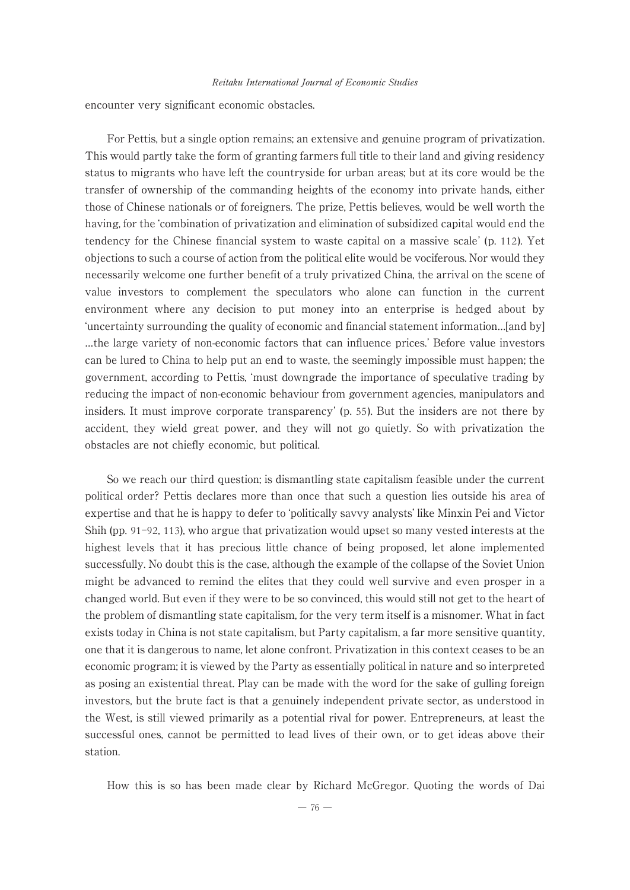encounter very significant economic obstacles.

For Pettis, but a single option remains; an extensive and genuine program of privatization. This would partly take the form of granting farmers full title to their land and giving residency status to migrants who have left the countryside for urban areas; but at its core would be the transfer of ownership of the commanding heights of the economy into private hands, either those of Chinese nationals or of foreigners. The prize, Pettis believes, would be well worth the having, for the 'combination of privatization and elimination of subsidized capital would end the tendency for the Chinese financial system to waste capital on a massive scale' (p. 112). Yet objections to such a course of action from the political elite would be vociferous. Nor would they necessarily welcome one further benefit of a truly privatized China, the arrival on the scene of value investors to complement the speculators who alone can function in the current environment where any decision to put money into an enterprise is hedged about by 'uncertainty surrounding the quality of economic and financial statement information…[and by] …the large variety of non-economic factors that can influence prices.' Before value investors can be lured to China to help put an end to waste, the seemingly impossible must happen; the government, according to Pettis, 'must downgrade the importance of speculative trading by reducing the impact of non-economic behaviour from government agencies, manipulators and insiders. It must improve corporate transparency' (p. 55). But the insiders are not there by accident, they wield great power, and they will not go quietly. So with privatization the obstacles are not chiefly economic, but political.

So we reach our third question; is dismantling state capitalism feasible under the current political order? Pettis declares more than once that such a question lies outside his area of expertise and that he is happy to defer to 'politically savvy analysts' like Minxin Pei and Victor Shih (pp. 91–92, 113), who argue that privatization would upset so many vested interests at the highest levels that it has precious little chance of being proposed, let alone implemented successfully. No doubt this is the case, although the example of the collapse of the Soviet Union might be advanced to remind the elites that they could well survive and even prosper in a changed world. But even if they were to be so convinced, this would still not get to the heart of the problem of dismantling state capitalism, for the very term itself is a misnomer. What in fact exists today in China is not state capitalism, but Party capitalism, a far more sensitive quantity, one that it is dangerous to name, let alone confront. Privatization in this context ceases to be an economic program; it is viewed by the Party as essentially political in nature and so interpreted as posing an existential threat. Play can be made with the word for the sake of gulling foreign investors, but the brute fact is that a genuinely independent private sector, as understood in the West, is still viewed primarily as a potential rival for power. Entrepreneurs, at least the successful ones, cannot be permitted to lead lives of their own, or to get ideas above their station.

How this is so has been made clear by Richard McGregor. Quoting the words of Dai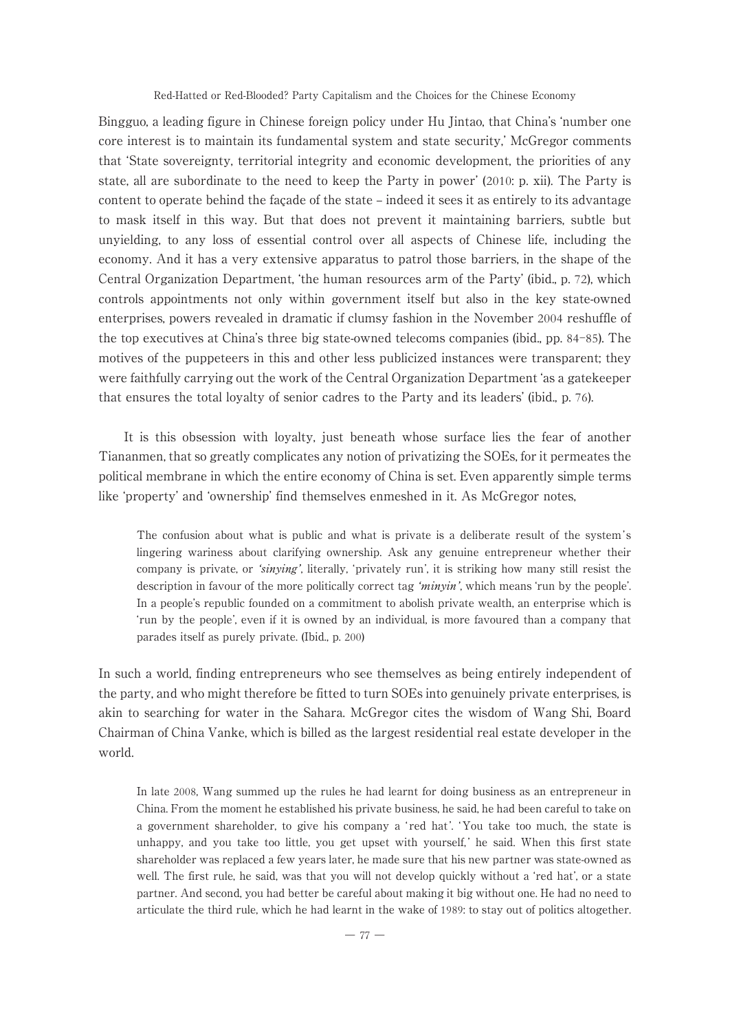Bingguo, a leading figure in Chinese foreign policy under Hu Jintao, that China's 'number one core interest is to maintain its fundamental system and state security,' McGregor comments that 'State sovereignty, territorial integrity and economic development, the priorities of any state, all are subordinate to the need to keep the Party in power' (2010: p. xii). The Party is content to operate behind the façade of the state – indeed it sees it as entirely to its advantage to mask itself in this way. But that does not prevent it maintaining barriers, subtle but unyielding, to any loss of essential control over all aspects of Chinese life, including the economy. And it has a very extensive apparatus to patrol those barriers, in the shape of the Central Organization Department, 'the human resources arm of the Party' (ibid., p. 72), which controls appointments not only within government itself but also in the key state-owned enterprises, powers revealed in dramatic if clumsy fashion in the November 2004 reshuffle of the top executives at China's three big state-owned telecoms companies (ibid., pp. 84–85). The motives of the puppeteers in this and other less publicized instances were transparent; they were faithfully carrying out the work of the Central Organization Department 'as a gatekeeper that ensures the total loyalty of senior cadres to the Party and its leaders' (ibid., p. 76).

It is this obsession with loyalty, just beneath whose surface lies the fear of another Tiananmen, that so greatly complicates any notion of privatizing the SOEs, for it permeates the political membrane in which the entire economy of China is set. Even apparently simple terms like 'property' and 'ownership' find themselves enmeshed in it. As McGregor notes,

> The confusion about what is public and what is private is a deliberate result of the system's lingering wariness about clarifying ownership. Ask any genuine entrepreneur whether their company is private, or *'sinying'*, literally, 'privately run', it is striking how many still resist the description in favour of the more politically correct tag *'minyin'*, which means 'run by the people'. In a people's republic founded on a commitment to abolish private wealth, an enterprise which is 'run by the people', even if it is owned by an individual, is more favoured than a company that parades itself as purely private. (Ibid., p. 200)

In such a world, finding entrepreneurs who see themselves as being entirely independent of the party, and who might therefore be fitted to turn SOEs into genuinely private enterprises, is akin to searching for water in the Sahara. McGregor cites the wisdom of Wang Shi, Board Chairman of China Vanke, which is billed as the largest residential real estate developer in the world.

> In late 2008, Wang summed up the rules he had learnt for doing business as an entrepreneur in China. From the moment he established his private business, he said, he had been careful to take on a government shareholder, to give his company a 'red hat'. 'You take too much, the state is unhappy, and you take too little, you get upset with yourself,' he said. When this first state shareholder was replaced a few years later, he made sure that his new partner was state-owned as well. The first rule, he said, was that you will not develop quickly without a 'red hat', or a state partner. And second, you had better be careful about making it big without one. He had no need to articulate the third rule, which he had learnt in the wake of 1989: to stay out of politics altogether.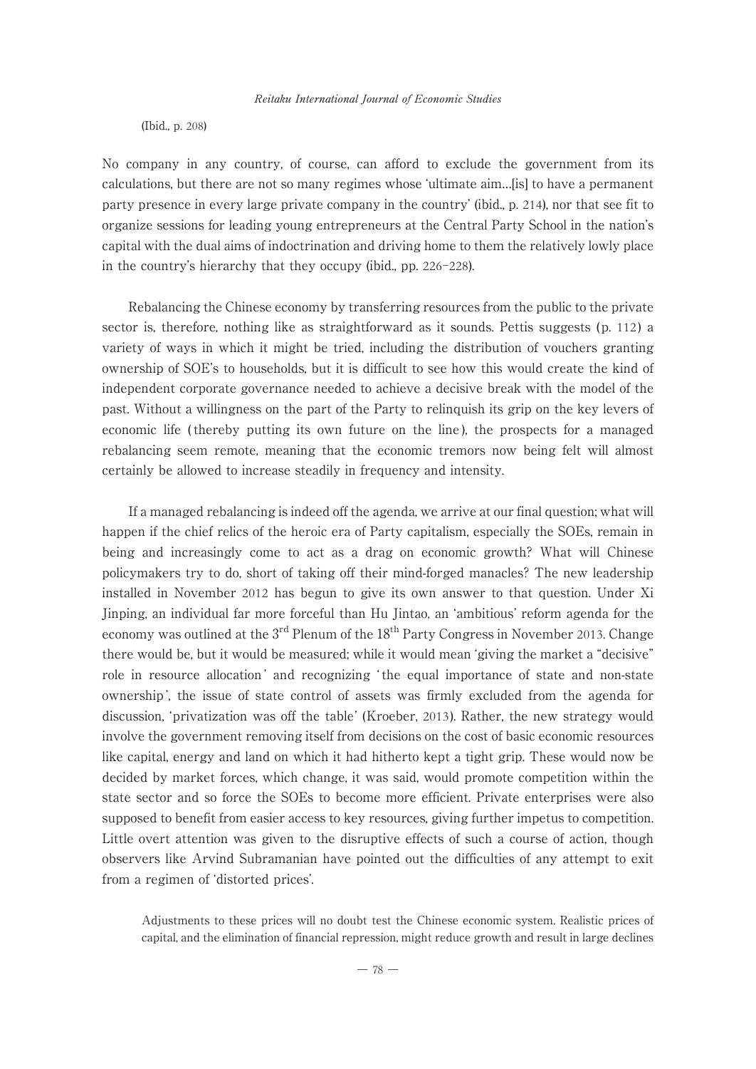(Ibid., p. 208)

No company in any country, of course, can afford to exclude the government from its calculations, but there are not so many regimes whose 'ultimate aim…[is] to have a permanent party presence in every large private company in the country' (ibid., p. 214), nor that see fit to organize sessions for leading young entrepreneurs at the Central Party School in the nation's capital with the dual aims of indoctrination and driving home to them the relatively lowly place in the country's hierarchy that they occupy (ibid., pp. 226-228).

Rebalancing the Chinese economy by transferring resources from the public to the private sector is, therefore, nothing like as straightforward as it sounds. Pettis suggests (p. 112) a variety of ways in which it might be tried, including the distribution of vouchers granting ownership of SOE's to households, but it is difficult to see how this would create the kind of independent corporate governance needed to achieve a decisive break with the model of the past. Without a willingness on the part of the Party to relinquish its grip on the key levers of economic life (thereby putting its own future on the line), the prospects for a managed rebalancing seem remote, meaning that the economic tremors now being felt will almost certainly be allowed to increase steadily in frequency and intensity.

If a managed rebalancing is indeed off the agenda, we arrive at our final question; what will happen if the chief relics of the heroic era of Party capitalism, especially the SOEs, remain in being and increasingly come to act as a drag on economic growth? What will Chinese policymakers try to do, short of taking off their mind-forged manacles? The new leadership installed in November 2012 has begun to give its own answer to that question. Under Xi Jinping, an individual far more forceful than Hu Jintao, an 'ambitious' reform agenda for the economy was outlined at the 3rd Plenum of the 18th Party Congress in November 2013. Change there would be, but it would be measured; while it would mean 'giving the market a "decisive" role in resource allocation' and recognizing 'the equal importance of state and non-state ownership', the issue of state control of assets was firmly excluded from the agenda for discussion, 'privatization was off the table' (Kroeber, 2013). Rather, the new strategy would involve the government removing itself from decisions on the cost of basic economic resources like capital, energy and land on which it had hitherto kept a tight grip. These would now be decided by market forces, which change, it was said, would promote competition within the state sector and so force the SOEs to become more efficient. Private enterprises were also supposed to benefit from easier access to key resources, giving further impetus to competition. Little overt attention was given to the disruptive effects of such a course of action, though observers like Arvind Subramanian have pointed out the difficulties of any attempt to exit from a regimen of 'distorted prices'.

> Adjustments to these prices will no doubt test the Chinese economic system. Realistic prices of capital, and the elimination of financial repression, might reduce growth and result in large declines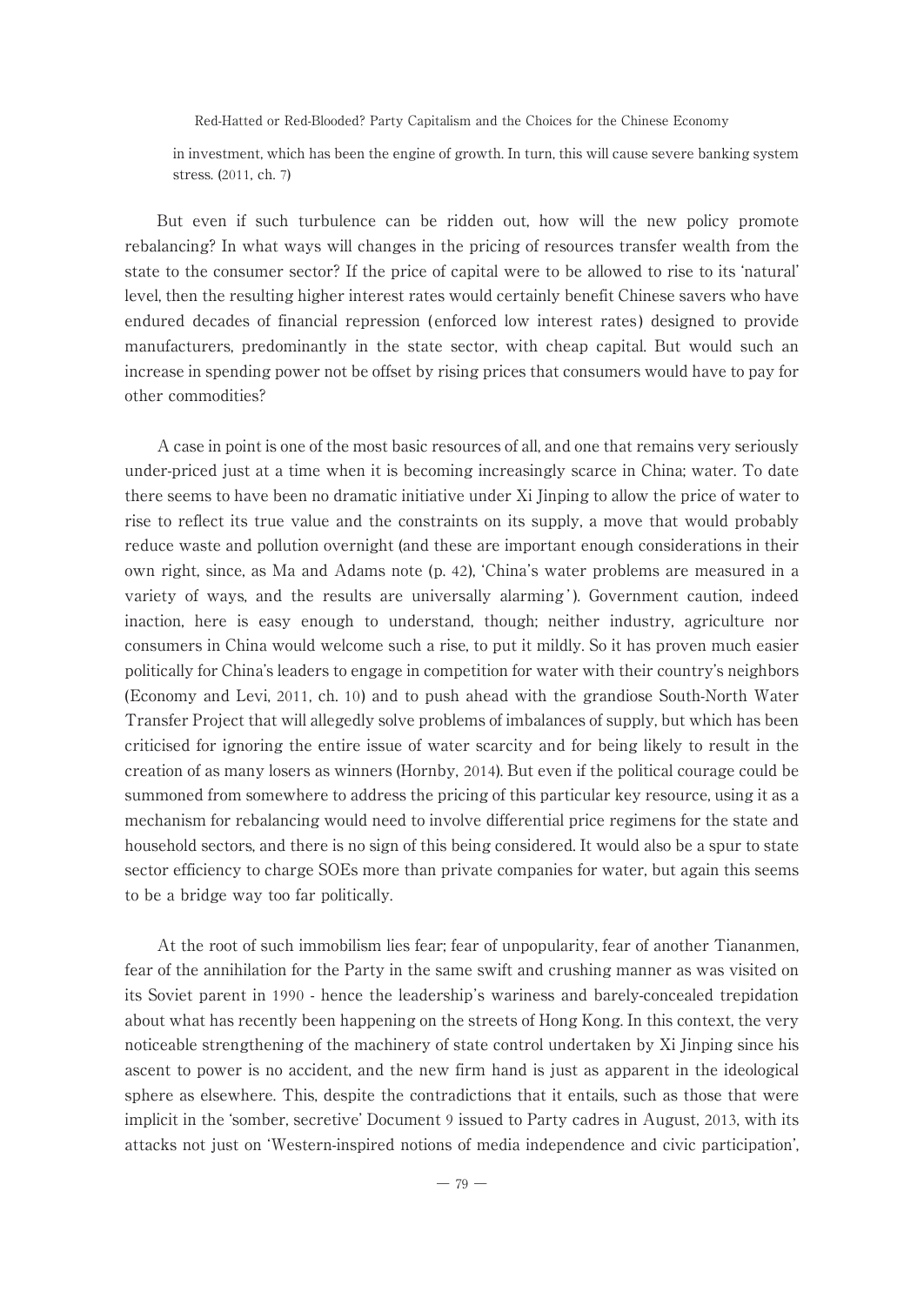in investment, which has been the engine of growth. In turn, this will cause severe banking system stress. (2011, ch. 7)

But even if such turbulence can be ridden out, how will the new policy promote rebalancing? In what ways will changes in the pricing of resources transfer wealth from the state to the consumer sector? If the price of capital were to be allowed to rise to its 'natural' level, then the resulting higher interest rates would certainly benefit Chinese savers who have endured decades of financial repression (enforced low interest rates) designed to provide manufacturers, predominantly in the state sector, with cheap capital. But would such an increase in spending power not be offset by rising prices that consumers would have to pay for other commodities?

A case in point is one of the most basic resources of all, and one that remains very seriously under-priced just at a time when it is becoming increasingly scarce in China; water. To date there seems to have been no dramatic initiative under Xi Jinping to allow the price of water to rise to reflect its true value and the constraints on its supply, a move that would probably reduce waste and pollution overnight (and these are important enough considerations in their own right, since, as Ma and Adams note (p. 42), 'China's water problems are measured in a variety of ways, and the results are universally alarming'). Government caution, indeed inaction, here is easy enough to understand, though; neither industry, agriculture nor consumers in China would welcome such a rise, to put it mildly. So it has proven much easier politically for China's leaders to engage in competition for water with their country's neighbors (Economy and Levi, 2011, ch. 10) and to push ahead with the grandiose South-North Water Transfer Project that will allegedly solve problems of imbalances of supply, but which has been criticised for ignoring the entire issue of water scarcity and for being likely to result in the creation of as many losers as winners (Hornby, 2014). But even if the political courage could be summoned from somewhere to address the pricing of this particular key resource, using it as a mechanism for rebalancing would need to involve differential price regimens for the state and household sectors, and there is no sign of this being considered. It would also be a spur to state sector efficiency to charge SOEs more than private companies for water, but again this seems to be a bridge way too far politically.

At the root of such immobilism lies fear; fear of unpopularity, fear of another Tiananmen, fear of the annihilation for the Party in the same swift and crushing manner as was visited on its Soviet parent in 1990 - hence the leadership's wariness and barely-concealed trepidation about what has recently been happening on the streets of Hong Kong. In this context, the very noticeable strengthening of the machinery of state control undertaken by Xi Jinping since his ascent to power is no accident, and the new firm hand is just as apparent in the ideological sphere as elsewhere. This, despite the contradictions that it entails, such as those that were implicit in the 'somber, secretive' Document 9 issued to Party cadres in August, 2013, with its attacks not just on 'Western-inspired notions of media independence and civic participation',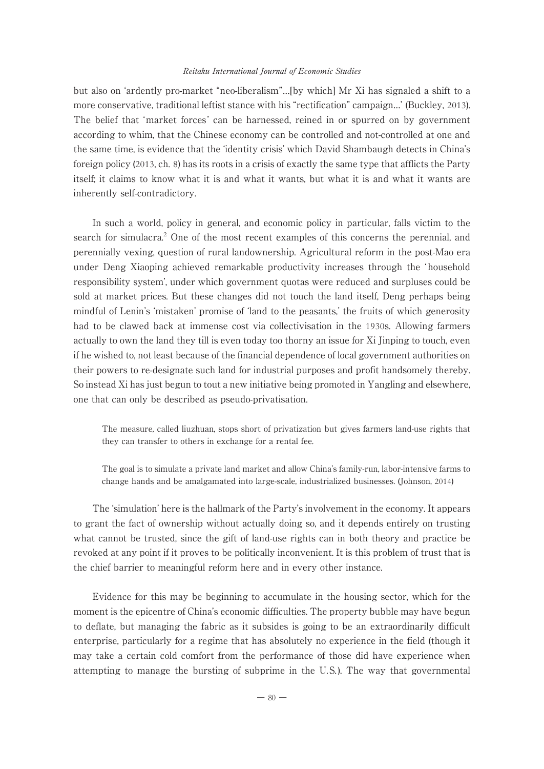but also on 'ardently pro-market "neo-liberalism"...[by which] Mr Xi has signaled a shift to a more conservative, traditional leftist stance with his "rectification" campaign...' (Buckley, 2013). The belief that 'market forces' can be harnessed, reined in or spurred on by government according to whim, that the Chinese economy can be controlled and not-controlled at one and the same time, is evidence that the 'identity crisis' which David Shambaugh detects in China's foreign policy (2013, ch. 8) has its roots in a crisis of exactly the same type that afflicts the Party itself; it claims to know what it is and what it wants, but what it is and what it wants are inherently self-contradictory.

In such a world, policy in general, and economic policy in particular, falls victim to the search for simulacra.[2] One of the most recent examples of this concerns the perennial, and perennially vexing, question of rural landownership. Agricultural reform in the post-Mao era under Deng Xiaoping achieved remarkable productivity increases through the 'household responsibility system', under which government quotas were reduced and surpluses could be sold at market prices. But these changes did not touch the land itself, Deng perhaps being mindful of Lenin's 'mistaken' promise of 'land to the peasants,' the fruits of which generosity had to be clawed back at immense cost via collectivisation in the 1930s. Allowing farmers actually to own the land they till is even today too thorny an issue for Xi Jinping to touch, even if he wished to, not least because of the financial dependence of local government authorities on their powers to re-designate such land for industrial purposes and profit handsomely thereby. So instead Xi has just begun to tout a new initiative being promoted in Yangling and elsewhere, one that can only be described as pseudo-privatisation.

> The measure, called liuzhuan, stops short of privatization but gives farmers land-use rights that they can transfer to others in exchange for a rental fee.
>
> The goal is to simulate a private land market and allow China's family-run, labor-intensive farms to change hands and be amalgamated into large-scale, industrialized businesses. (Johnson, 2014)

The 'simulation' here is the hallmark of the Party's involvement in the economy. It appears to grant the fact of ownership without actually doing so, and it depends entirely on trusting what cannot be trusted, since the gift of land-use rights can in both theory and practice be revoked at any point if it proves to be politically inconvenient. It is this problem of trust that is the chief barrier to meaningful reform here and in every other instance.

Evidence for this may be beginning to accumulate in the housing sector, which for the moment is the epicentre of China's economic difficulties. The property bubble may have begun to deflate, but managing the fabric as it subsides is going to be an extraordinarily difficult enterprise, particularly for a regime that has absolutely no experience in the field (though it may take a certain cold comfort from the performance of those did have experience when attempting to manage the bursting of subprime in the U.S.). The way that governmental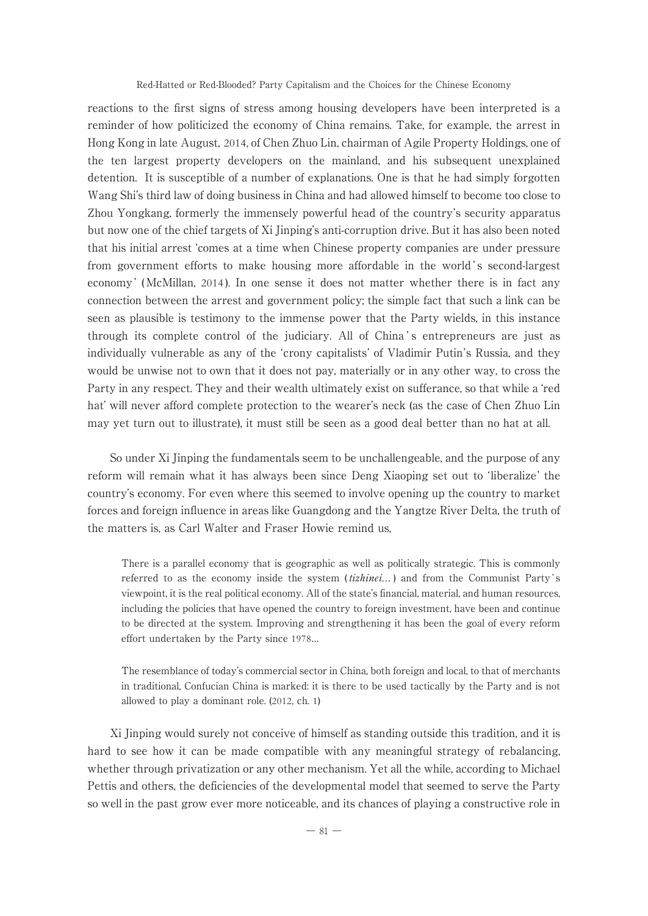reactions to the first signs of stress among housing developers have been interpreted is a reminder of how politicized the economy of China remains. Take, for example, the arrest in Hong Kong in late August, 2014, of Chen Zhuo Lin, chairman of Agile Property Holdings, one of the ten largest property developers on the mainland, and his subsequent unexplained detention. It is susceptible of a number of explanations. One is that he had simply forgotten Wang Shi's third law of doing business in China and had allowed himself to become too close to Zhou Yongkang, formerly the immensely powerful head of the country's security apparatus but now one of the chief targets of Xi Jinping's anti-corruption drive. But it has also been noted that his initial arrest 'comes at a time when Chinese property companies are under pressure from government efforts to make housing more affordable in the world's second-largest economy' (McMillan, 2014). In one sense it does not matter whether there is in fact any connection between the arrest and government policy; the simple fact that such a link can be seen as plausible is testimony to the immense power that the Party wields, in this instance through its complete control of the judiciary. All of China's entrepreneurs are just as individually vulnerable as any of the 'crony capitalists' of Vladimir Putin's Russia, and they would be unwise not to own that it does not pay, materially or in any other way, to cross the Party in any respect. They and their wealth ultimately exist on sufferance, so that while a 'red hat' will never afford complete protection to the wearer's neck (as the case of Chen Zhuo Lin may yet turn out to illustrate), it must still be seen as a good deal better than no hat at all.

So under Xi Jinping the fundamentals seem to be unchallengeable, and the purpose of any reform will remain what it has always been since Deng Xiaoping set out to 'liberalize' the country's economy. For even where this seemed to involve opening up the country to market forces and foreign influence in areas like Guangdong and the Yangtze River Delta, the truth of the matters is, as Carl Walter and Fraser Howie remind us,

> There is a parallel economy that is geographic as well as politically strategic. This is commonly referred to as the economy inside the system (*tizhinei*...) and from the Communist Party's viewpoint, it is the real political economy. All of the state's financial, material, and human resources, including the policies that have opened the country to foreign investment, have been and continue to be directed at the system. Improving and strengthening it has been the goal of every reform effort undertaken by the Party since 1978...
>
> The resemblance of today's commercial sector in China, both foreign and local, to that of merchants in traditional, Confucian China is marked: it is there to be used tactically by the Party and is not allowed to play a dominant role. (2012, ch. 1)

Xi Jinping would surely not conceive of himself as standing outside this tradition, and it is hard to see how it can be made compatible with any meaningful strategy of rebalancing, whether through privatization or any other mechanism. Yet all the while, according to Michael Pettis and others, the deficiencies of the developmental model that seemed to serve the Party so well in the past grow ever more noticeable, and its chances of playing a constructive role in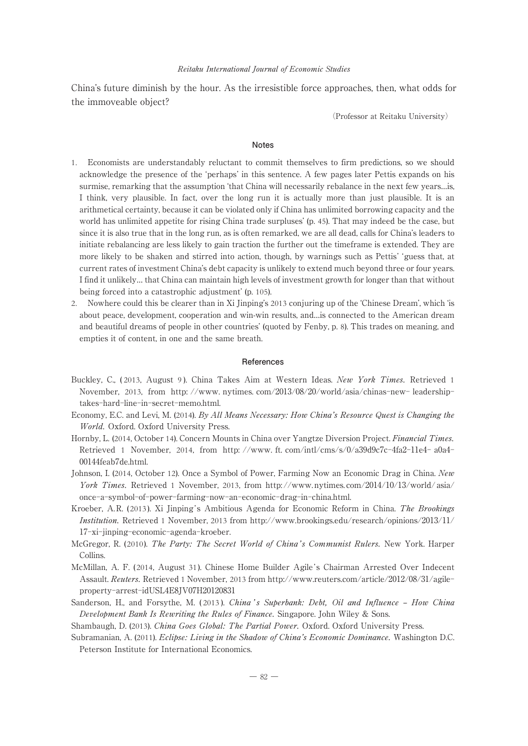China's future diminish by the hour. As the irresistible force approaches, then, what odds for the immoveable object?

(Professor at Reitaku University)

## Notes

1. Economists are understandably reluctant to commit themselves to firm predictions, so we should acknowledge the presence of the 'perhaps' in this sentence. A few pages later Pettis expands on his surmise, remarking that the assumption 'that China will necessarily rebalance in the next few years…is, I think, very plausible. In fact, over the long run it is actually more than just plausible. It is an arithmetical certainty, because it can be violated only if China has unlimited borrowing capacity and the world has unlimited appetite for rising China trade surpluses' (p. 45). That may indeed be the case, but since it is also true that in the long run, as is often remarked, we are all dead, calls for China's leaders to initiate rebalancing are less likely to gain traction the further out the timeframe is extended. They are more likely to be shaken and stirred into action, though, by warnings such as Pettis' 'guess that, at current rates of investment China's debt capacity is unlikely to extend much beyond three or four years. I find it unlikely… that China can maintain high levels of investment growth for longer than that without being forced into a catastrophic adjustment' (p. 105).
2. Nowhere could this be clearer than in Xi Jinping's 2013 conjuring up of the 'Chinese Dream', which 'is about peace, development, cooperation and win-win results, and…is connected to the American dream and beautiful dreams of people in other countries' (quoted by Fenby, p. 8). This trades on meaning, and empties it of content, in one and the same breath.

## References

Buckley, C., (2013, August 9). China Takes Aim at Western Ideas. *New York Times*. Retrieved 1 November, 2013, from http://www.nytimes.com/2013/08/20/world/asia/chinas-new-leadership-takes-hard-line-in-secret-memo.html.

Economy, E.C. and Levi, M. (2014). *By All Means Necessary: How China's Resource Quest is Changing the World*. Oxford. Oxford University Press.

Hornby, L. (2014, October 14). Concern Mounts in China over Yangtze Diversion Project. *Financial Times*. Retrieved 1 November, 2014, from http://www.ft.com/intl/cms/s/0/a39d9c7c-4fa2-11e4-a0a4-00144feab7de.html.

Johnson, I. (2014, October 12). Once a Symbol of Power, Farming Now an Economic Drag in China. *New York Times*. Retrieved 1 November, 2013, from http://www.nytimes.com/2014/10/13/world/asia/once-a-symbol-of-power-farming-now-an-economic-drag-in-china.html.

Kroeber, A.R. (2013). Xi Jinping's Ambitious Agenda for Economic Reform in China. *The Brookings Institution*. Retrieved 1 November, 2013 from http://www.brookings.edu/research/opinions/2013/11/17-xi-jinping-economic-agenda-kroeber.

McGregor, R. (2010). *The Party: The Secret World of China's Communist Rulers*. New York. Harper Collins.

McMillan, A. F. (2014, August 31). Chinese Home Builder Agile's Chairman Arrested Over Indecent Assault. *Reuters*. Retrieved 1 November, 2013 from http://www.reuters.com/article/2012/08/31/agile-property-arrest-idUSL4E8JV07H20120831

Sanderson, H., and Forsythe, M. (2013). *China's Superbank: Debt, Oil and Influence – How China Development Bank Is Rewriting the Rules of Finance*. Singapore. John Wiley & Sons.

Shambaugh, D. (2013). *China Goes Global: The Partial Power*. Oxford. Oxford University Press.

Subramanian, A. (2011). *Eclipse: Living in the Shadow of China's Economic Dominance*. Washington D.C. Peterson Institute for International Economics.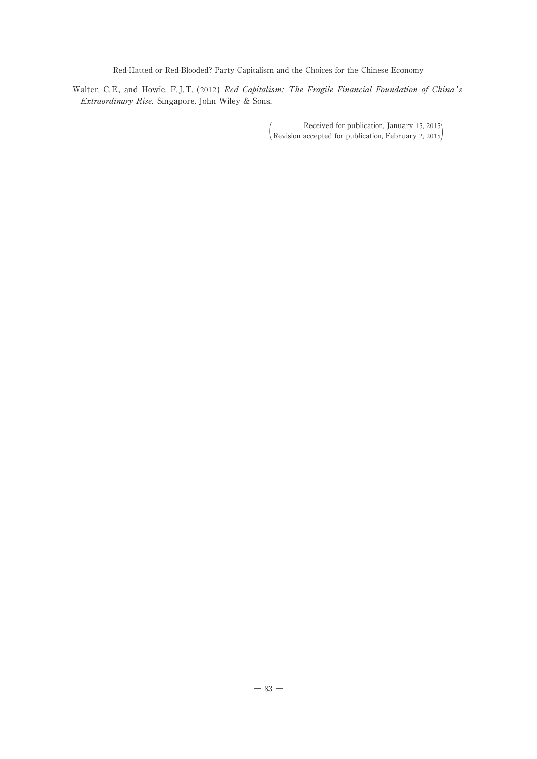Walter, C.E., and Howie, F.J.T. (2012) *Red Capitalism: The Fragile Financial Foundation of China's Extraordinary Rise*. Singapore. John Wiley & Sons.

(Received for publication, January 15, 2015
Revision accepted for publication, February 2, 2015)